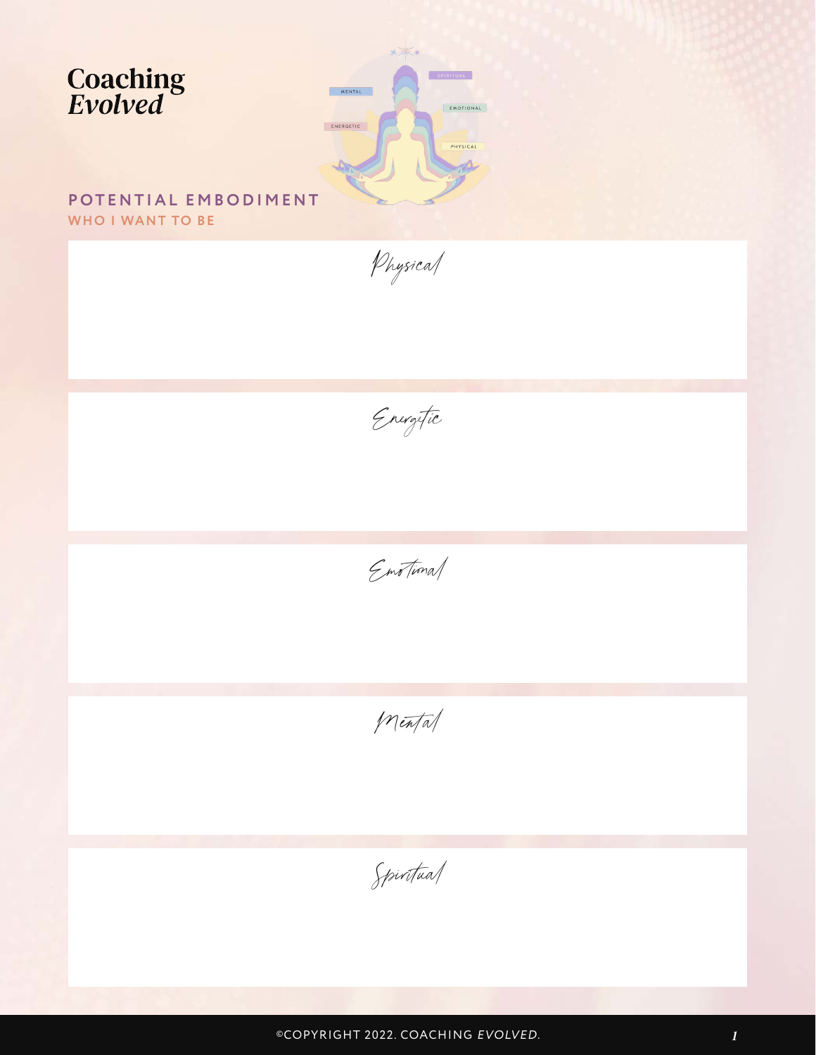# Coaching *Evolved*

## POTENTIAL EMBODIMENT

### WHO I WANT TO BE

*Physical*

*Energetic*

*Emotional*

*Mental*

*Spiritual*

©COPYRIGHT 2022. COACHING *EVOLVED*.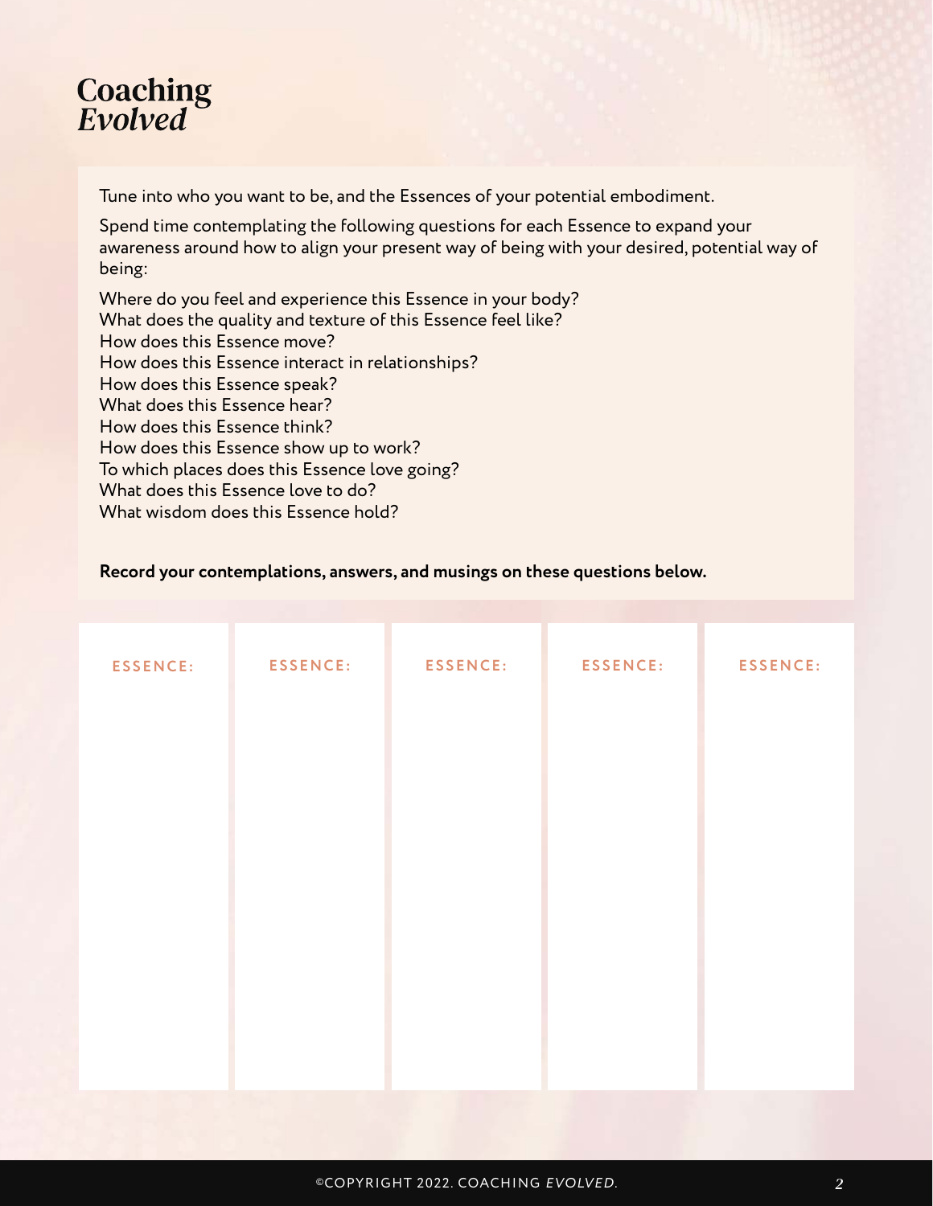# Coaching *Evolved*

Tune into who you want to be, and the Essences of your potential embodiment.

Spend time contemplating the following questions for each Essence to expand your awareness around how to align your present way of being with your desired, potential way of being:

Where do you feel and experience this Essence in your body?
What does the quality and texture of this Essence feel like?
How does this Essence move?
How does this Essence interact in relationships?
How does this Essence speak?
What does this Essence hear?
How does this Essence think?
How does this Essence show up to work?
To which places does this Essence love going?
What does this Essence love to do?
What wisdom does this Essence hold?

**Record your contemplations, answers, and musings on these questions below.**

| ESSENCE: | ESSENCE: | ESSENCE: | ESSENCE: | ESSENCE: |
|---|---|---|---|---|
| | | | | |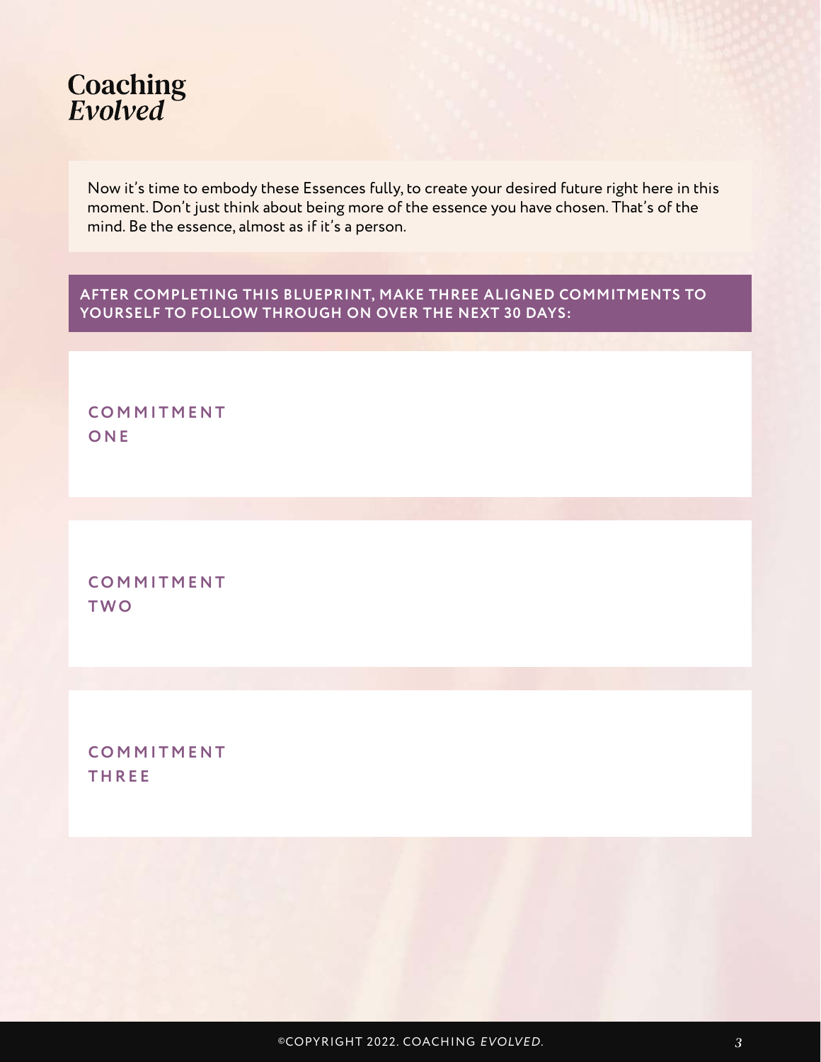Coaching *Evolved*

Now it's time to embody these Essences fully, to create your desired future right here in this moment. Don't just think about being more of the essence you have chosen. That's of the mind. Be the essence, almost as if it's a person.

**AFTER COMPLETING THIS BLUEPRINT, MAKE THREE ALIGNED COMMITMENTS TO YOURSELF TO FOLLOW THROUGH ON OVER THE NEXT 30 DAYS:**

**COMMITMENT ONE**

**COMMITMENT TWO**

**COMMITMENT THREE**

©COPYRIGHT 2022. COACHING *EVOLVED*.